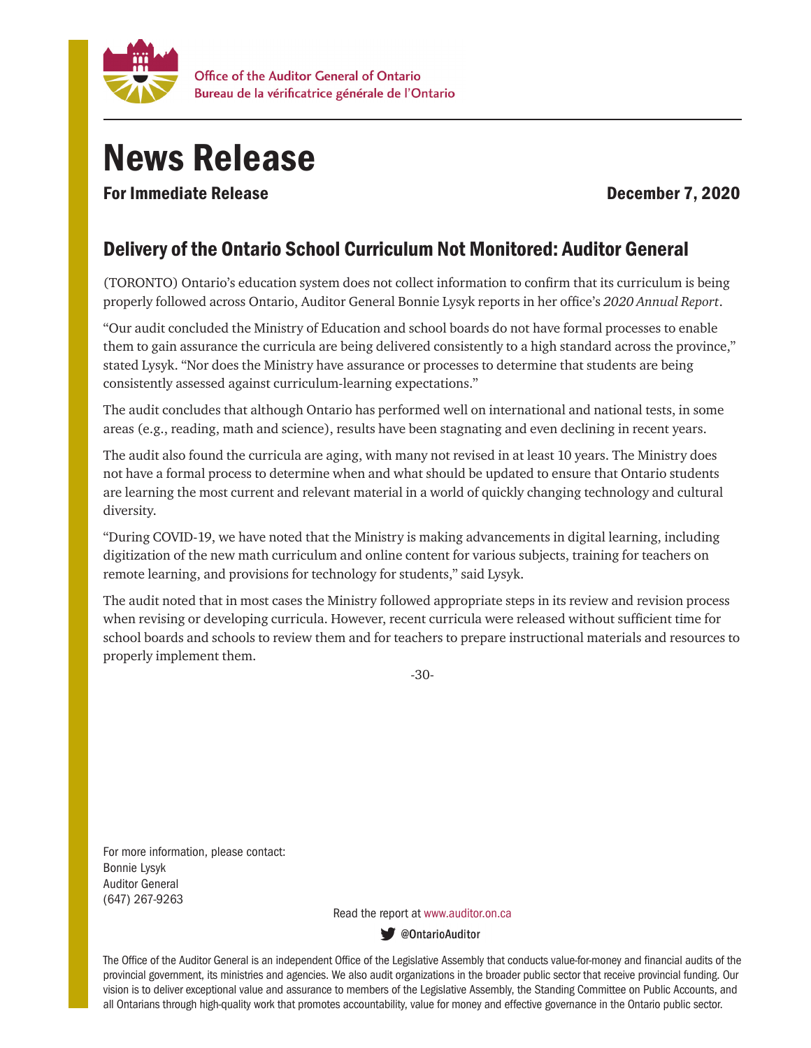Office of the Auditor General of Ontario
Bureau de la vérificatrice générale de l'Ontario

# News Release

**For Immediate Release** **December 7, 2020**

## Delivery of the Ontario School Curriculum Not Monitored: Auditor General

(TORONTO) Ontario's education system does not collect information to confirm that its curriculum is being properly followed across Ontario, Auditor General Bonnie Lysyk reports in her office's *2020 Annual Report*.

"Our audit concluded the Ministry of Education and school boards do not have formal processes to enable them to gain assurance the curricula are being delivered consistently to a high standard across the province," stated Lysyk. "Nor does the Ministry have assurance or processes to determine that students are being consistently assessed against curriculum-learning expectations."

The audit concludes that although Ontario has performed well on international and national tests, in some areas (e.g., reading, math and science), results have been stagnating and even declining in recent years.

The audit also found the curricula are aging, with many not revised in at least 10 years. The Ministry does not have a formal process to determine when and what should be updated to ensure that Ontario students are learning the most current and relevant material in a world of quickly changing technology and cultural diversity.

"During COVID-19, we have noted that the Ministry is making advancements in digital learning, including digitization of the new math curriculum and online content for various subjects, training for teachers on remote learning, and provisions for technology for students," said Lysyk.

The audit noted that in most cases the Ministry followed appropriate steps in its review and revision process when revising or developing curricula. However, recent curricula were released without sufficient time for school boards and schools to review them and for teachers to prepare instructional materials and resources to properly implement them.

-30-

For more information, please contact:
Bonnie Lysyk
Auditor General
(647) 267-9263

Read the report at www.auditor.on.ca

@OntarioAuditor

The Office of the Auditor General is an independent Office of the Legislative Assembly that conducts value-for-money and financial audits of the provincial government, its ministries and agencies. We also audit organizations in the broader public sector that receive provincial funding. Our vision is to deliver exceptional value and assurance to members of the Legislative Assembly, the Standing Committee on Public Accounts, and all Ontarians through high-quality work that promotes accountability, value for money and effective governance in the Ontario public sector.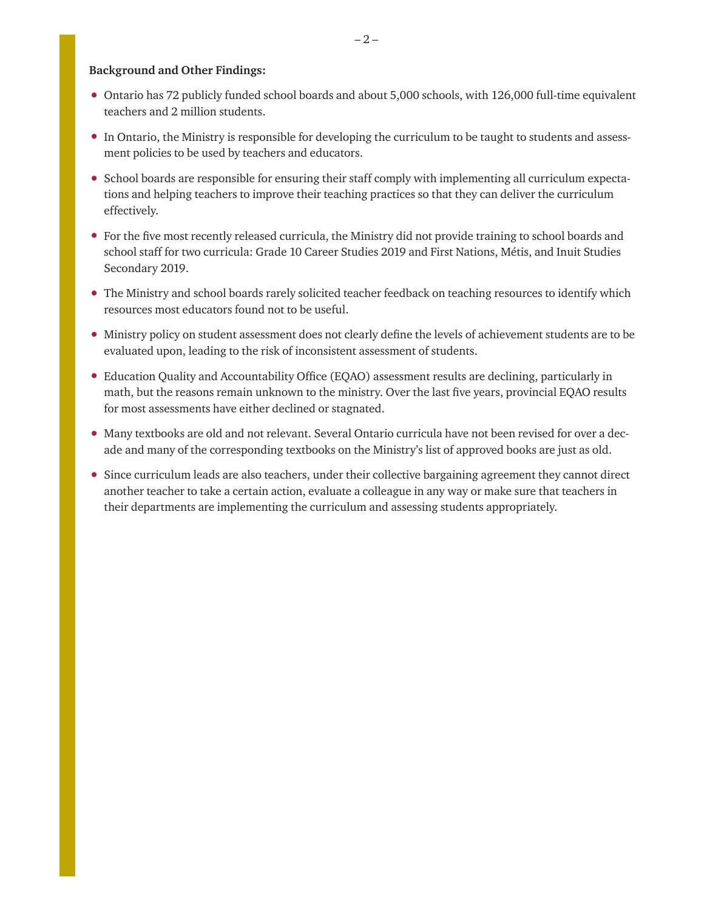**Background and Other Findings:**

- Ontario has 72 publicly funded school boards and about 5,000 schools, with 126,000 full-time equivalent teachers and 2 million students.
- In Ontario, the Ministry is responsible for developing the curriculum to be taught to students and assessment policies to be used by teachers and educators.
- School boards are responsible for ensuring their staff comply with implementing all curriculum expectations and helping teachers to improve their teaching practices so that they can deliver the curriculum effectively.
- For the five most recently released curricula, the Ministry did not provide training to school boards and school staff for two curricula: Grade 10 Career Studies 2019 and First Nations, Métis, and Inuit Studies Secondary 2019.
- The Ministry and school boards rarely solicited teacher feedback on teaching resources to identify which resources most educators found not to be useful.
- Ministry policy on student assessment does not clearly define the levels of achievement students are to be evaluated upon, leading to the risk of inconsistent assessment of students.
- Education Quality and Accountability Office (EQAO) assessment results are declining, particularly in math, but the reasons remain unknown to the ministry. Over the last five years, provincial EQAO results for most assessments have either declined or stagnated.
- Many textbooks are old and not relevant. Several Ontario curricula have not been revised for over a decade and many of the corresponding textbooks on the Ministry's list of approved books are just as old.
- Since curriculum leads are also teachers, under their collective bargaining agreement they cannot direct another teacher to take a certain action, evaluate a colleague in any way or make sure that teachers in their departments are implementing the curriculum and assessing students appropriately.